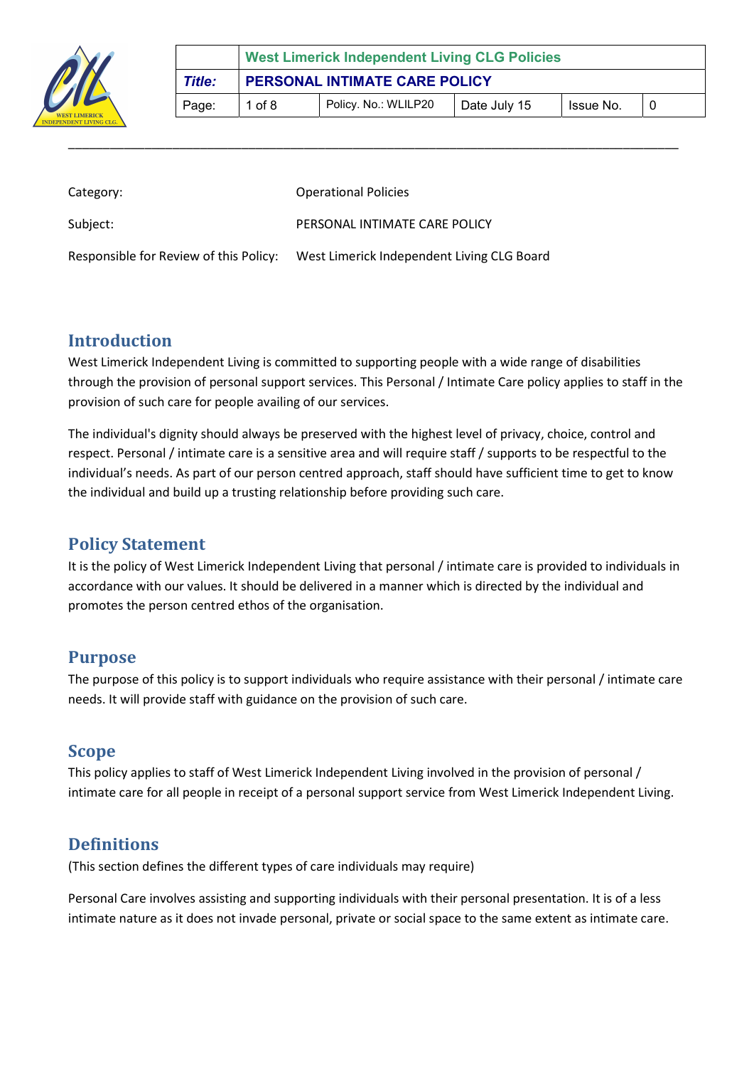| | West Limerick Independent Living CLG Policies | | | | |
|---|---|---|---|---|---|
| *Title:* | **PERSONAL INTIMATE CARE POLICY** | | | | |
| Page: | 1 of 8 | Policy. No.: WLILP20 | Date July 15 | Issue No. | 0 |

Category: Operational Policies

Subject: PERSONAL INTIMATE CARE POLICY

Responsible for Review of this Policy: West Limerick Independent Living CLG Board

## Introduction

West Limerick Independent Living is committed to supporting people with a wide range of disabilities through the provision of personal support services. This Personal / Intimate Care policy applies to staff in the provision of such care for people availing of our services.

The individual's dignity should always be preserved with the highest level of privacy, choice, control and respect. Personal / intimate care is a sensitive area and will require staff / supports to be respectful to the individual's needs. As part of our person centred approach, staff should have sufficient time to get to know the individual and build up a trusting relationship before providing such care.

## Policy Statement

It is the policy of West Limerick Independent Living that personal / intimate care is provided to individuals in accordance with our values. It should be delivered in a manner which is directed by the individual and promotes the person centred ethos of the organisation.

## Purpose

The purpose of this policy is to support individuals who require assistance with their personal / intimate care needs. It will provide staff with guidance on the provision of such care.

## Scope

This policy applies to staff of West Limerick Independent Living involved in the provision of personal / intimate care for all people in receipt of a personal support service from West Limerick Independent Living.

## Definitions

(This section defines the different types of care individuals may require)

Personal Care involves assisting and supporting individuals with their personal presentation. It is of a less intimate nature as it does not invade personal, private or social space to the same extent as intimate care.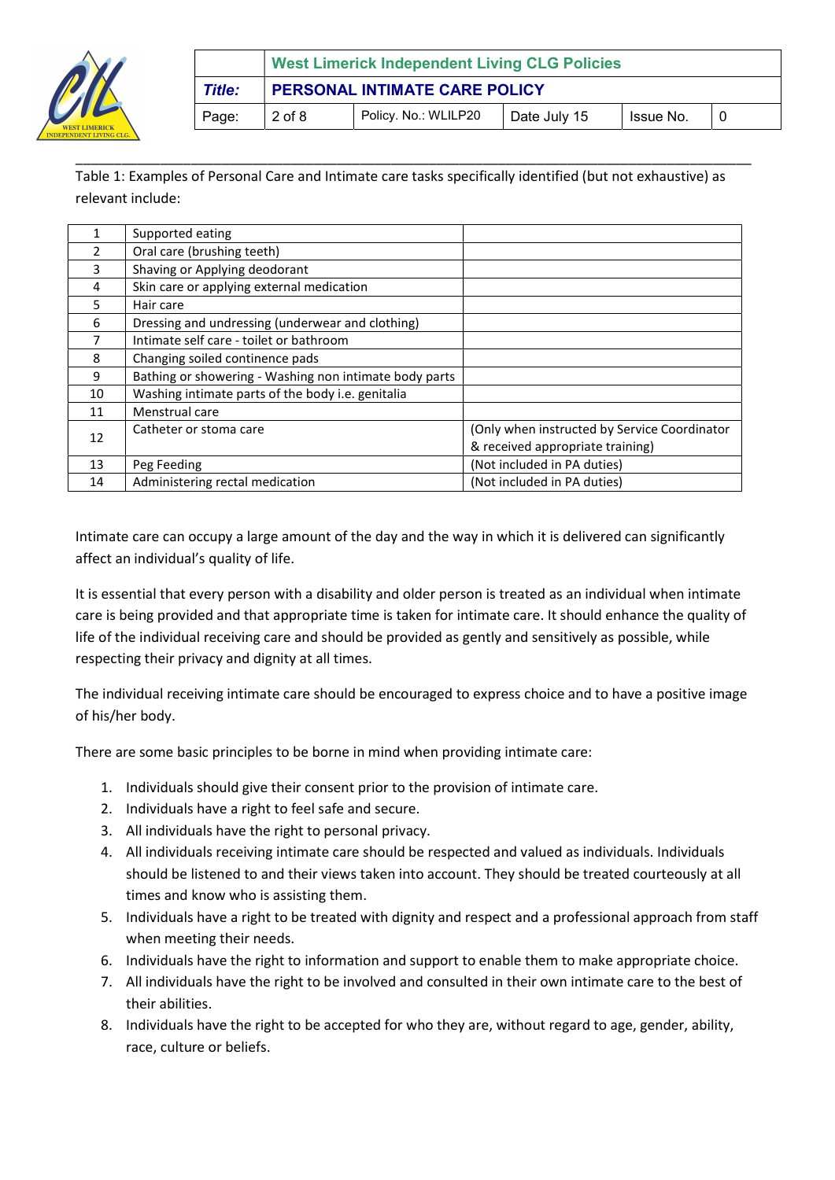Table 1: Examples of Personal Care and Intimate care tasks specifically identified (but not exhaustive) as relevant include:

| | | |
|---|---|---|
| 1 | Supported eating | |
| 2 | Oral care (brushing teeth) | |
| 3 | Shaving or Applying deodorant | |
| 4 | Skin care or applying external medication | |
| 5 | Hair care | |
| 6 | Dressing and undressing (underwear and clothing) | |
| 7 | Intimate self care - toilet or bathroom | |
| 8 | Changing soiled continence pads | |
| 9 | Bathing or showering - Washing non intimate body parts | |
| 10 | Washing intimate parts of the body i.e. genitalia | |
| 11 | Menstrual care | |
| 12 | Catheter or stoma care | (Only when instructed by Service Coordinator & received appropriate training) |
| 13 | Peg Feeding | (Not included in PA duties) |
| 14 | Administering rectal medication | (Not included in PA duties) |

Intimate care can occupy a large amount of the day and the way in which it is delivered can significantly affect an individual's quality of life.

It is essential that every person with a disability and older person is treated as an individual when intimate care is being provided and that appropriate time is taken for intimate care. It should enhance the quality of life of the individual receiving care and should be provided as gently and sensitively as possible, while respecting their privacy and dignity at all times.

The individual receiving intimate care should be encouraged to express choice and to have a positive image of his/her body.

There are some basic principles to be borne in mind when providing intimate care:

1. Individuals should give their consent prior to the provision of intimate care.
2. Individuals have a right to feel safe and secure.
3. All individuals have the right to personal privacy.
4. All individuals receiving intimate care should be respected and valued as individuals. Individuals should be listened to and their views taken into account. They should be treated courteously at all times and know who is assisting them.
5. Individuals have a right to be treated with dignity and respect and a professional approach from staff when meeting their needs.
6. Individuals have the right to information and support to enable them to make appropriate choice.
7. All individuals have the right to be involved and consulted in their own intimate care to the best of their abilities.
8. Individuals have the right to be accepted for who they are, without regard to age, gender, ability, race, culture or beliefs.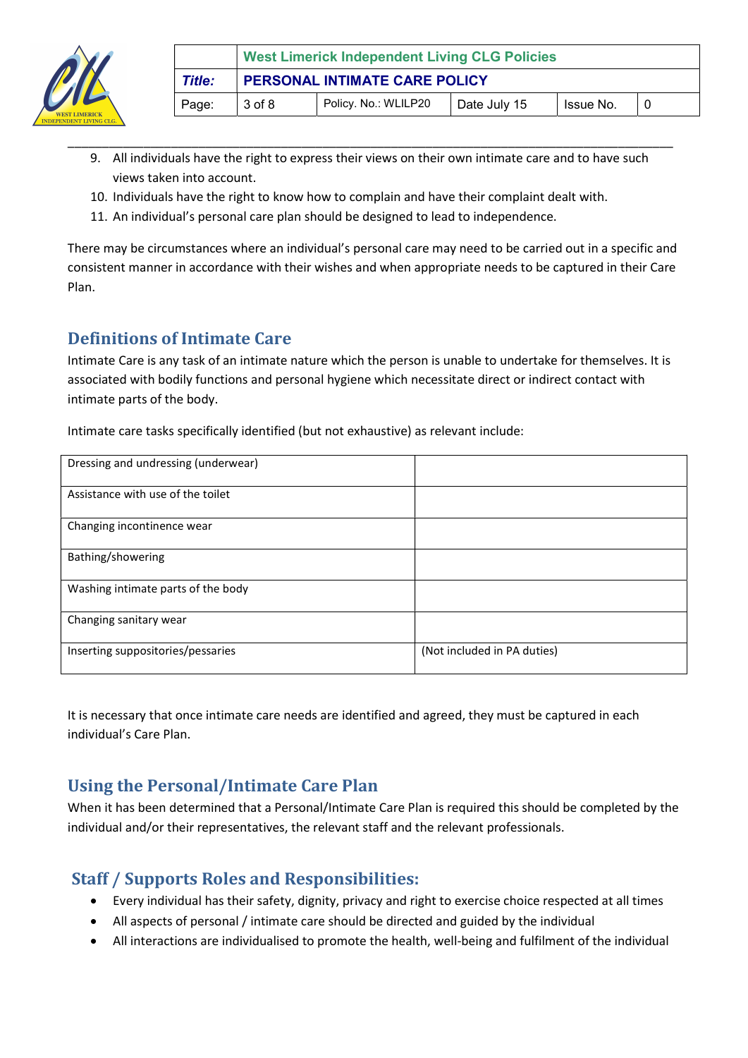9. All individuals have the right to express their views on their own intimate care and to have such views taken into account.
10. Individuals have the right to know how to complain and have their complaint dealt with.
11. An individual's personal care plan should be designed to lead to independence.

There may be circumstances where an individual's personal care may need to be carried out in a specific and consistent manner in accordance with their wishes and when appropriate needs to be captured in their Care Plan.

## Definitions of Intimate Care

Intimate Care is any task of an intimate nature which the person is unable to undertake for themselves. It is associated with bodily functions and personal hygiene which necessitate direct or indirect contact with intimate parts of the body.

Intimate care tasks specifically identified (but not exhaustive) as relevant include:

| | |
|---|---|
| Dressing and undressing (underwear) | |
| Assistance with use of the toilet | |
| Changing incontinence wear | |
| Bathing/showering | |
| Washing intimate parts of the body | |
| Changing sanitary wear | |
| Inserting suppositories/pessaries | (Not included in PA duties) |

It is necessary that once intimate care needs are identified and agreed, they must be captured in each individual's Care Plan.

## Using the Personal/Intimate Care Plan

When it has been determined that a Personal/Intimate Care Plan is required this should be completed by the individual and/or their representatives, the relevant staff and the relevant professionals.

## Staff / Supports Roles and Responsibilities:

- Every individual has their safety, dignity, privacy and right to exercise choice respected at all times
- All aspects of personal / intimate care should be directed and guided by the individual
- All interactions are individualised to promote the health, well-being and fulfilment of the individual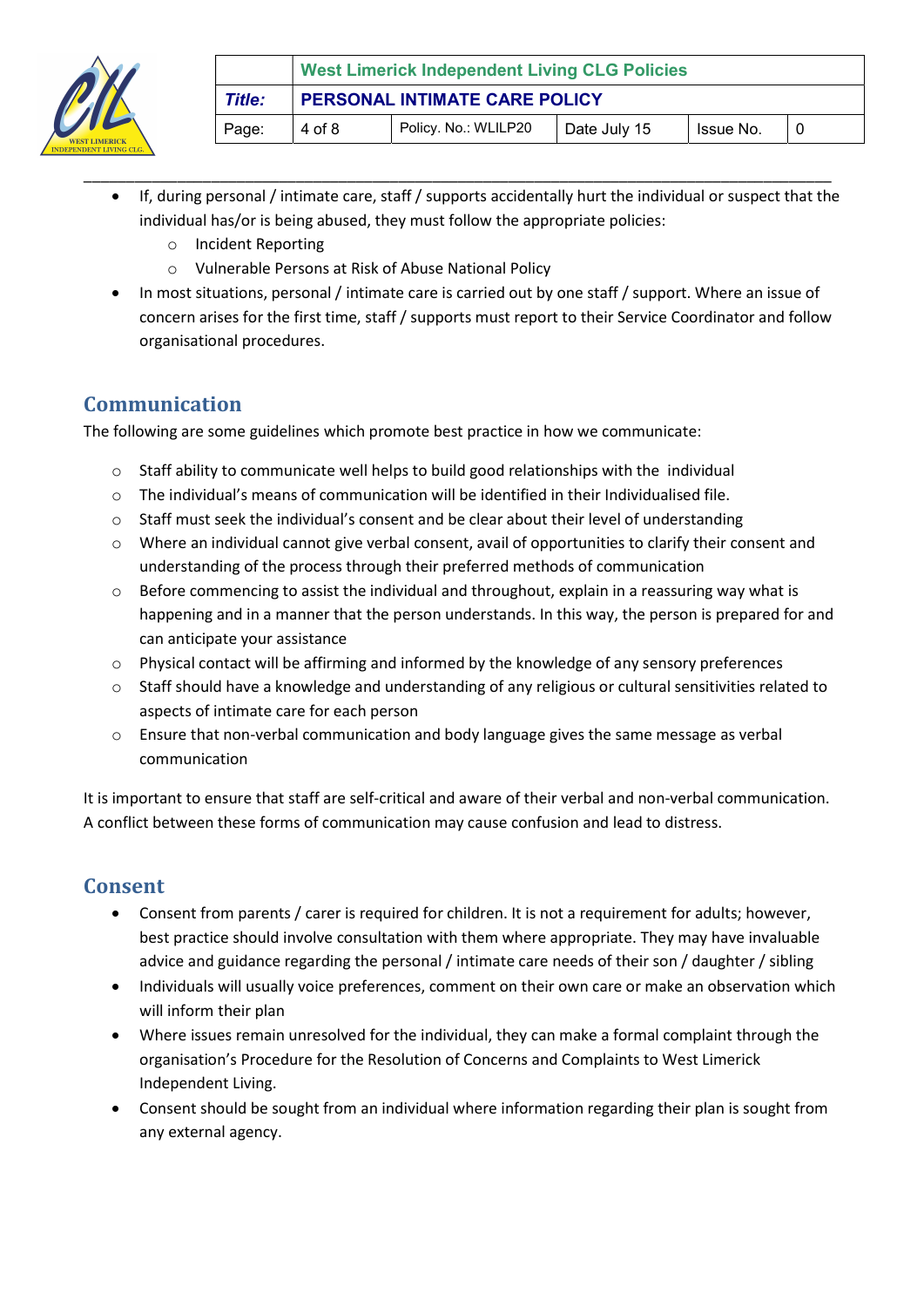- If, during personal / intimate care, staff / supports accidentally hurt the individual or suspect that the individual has/or is being abused, they must follow the appropriate policies:
  - Incident Reporting
  - Vulnerable Persons at Risk of Abuse National Policy
- In most situations, personal / intimate care is carried out by one staff / support. Where an issue of concern arises for the first time, staff / supports must report to their Service Coordinator and follow organisational procedures.

## Communication

The following are some guidelines which promote best practice in how we communicate:

- Staff ability to communicate well helps to build good relationships with the individual
- The individual's means of communication will be identified in their Individualised file.
- Staff must seek the individual's consent and be clear about their level of understanding
- Where an individual cannot give verbal consent, avail of opportunities to clarify their consent and understanding of the process through their preferred methods of communication
- Before commencing to assist the individual and throughout, explain in a reassuring way what is happening and in a manner that the person understands. In this way, the person is prepared for and can anticipate your assistance
- Physical contact will be affirming and informed by the knowledge of any sensory preferences
- Staff should have a knowledge and understanding of any religious or cultural sensitivities related to aspects of intimate care for each person
- Ensure that non-verbal communication and body language gives the same message as verbal communication

It is important to ensure that staff are self-critical and aware of their verbal and non-verbal communication. A conflict between these forms of communication may cause confusion and lead to distress.

## Consent

- Consent from parents / carer is required for children. It is not a requirement for adults; however, best practice should involve consultation with them where appropriate. They may have invaluable advice and guidance regarding the personal / intimate care needs of their son / daughter / sibling
- Individuals will usually voice preferences, comment on their own care or make an observation which will inform their plan
- Where issues remain unresolved for the individual, they can make a formal complaint through the organisation's Procedure for the Resolution of Concerns and Complaints to West Limerick Independent Living.
- Consent should be sought from an individual where information regarding their plan is sought from any external agency.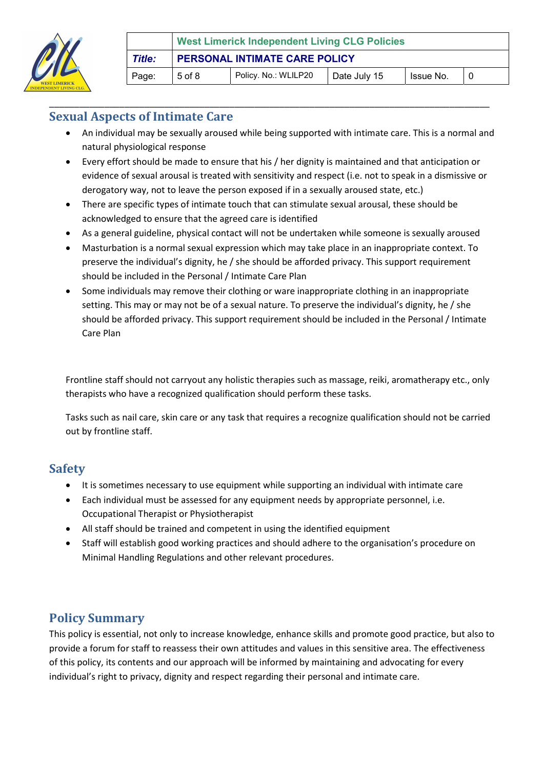## Sexual Aspects of Intimate Care

- An individual may be sexually aroused while being supported with intimate care. This is a normal and natural physiological response
- Every effort should be made to ensure that his / her dignity is maintained and that anticipation or evidence of sexual arousal is treated with sensitivity and respect (i.e. not to speak in a dismissive or derogatory way, not to leave the person exposed if in a sexually aroused state, etc.)
- There are specific types of intimate touch that can stimulate sexual arousal, these should be acknowledged to ensure that the agreed care is identified
- As a general guideline, physical contact will not be undertaken while someone is sexually aroused
- Masturbation is a normal sexual expression which may take place in an inappropriate context. To preserve the individual's dignity, he / she should be afforded privacy. This support requirement should be included in the Personal / Intimate Care Plan
- Some individuals may remove their clothing or ware inappropriate clothing in an inappropriate setting. This may or may not be of a sexual nature. To preserve the individual's dignity, he / she should be afforded privacy. This support requirement should be included in the Personal / Intimate Care Plan

Frontline staff should not carryout any holistic therapies such as massage, reiki, aromatherapy etc., only therapists who have a recognized qualification should perform these tasks.

Tasks such as nail care, skin care or any task that requires a recognize qualification should not be carried out by frontline staff.

## Safety

- It is sometimes necessary to use equipment while supporting an individual with intimate care
- Each individual must be assessed for any equipment needs by appropriate personnel, i.e. Occupational Therapist or Physiotherapist
- All staff should be trained and competent in using the identified equipment
- Staff will establish good working practices and should adhere to the organisation's procedure on Minimal Handling Regulations and other relevant procedures.

## Policy Summary

This policy is essential, not only to increase knowledge, enhance skills and promote good practice, but also to provide a forum for staff to reassess their own attitudes and values in this sensitive area. The effectiveness of this policy, its contents and our approach will be informed by maintaining and advocating for every individual's right to privacy, dignity and respect regarding their personal and intimate care.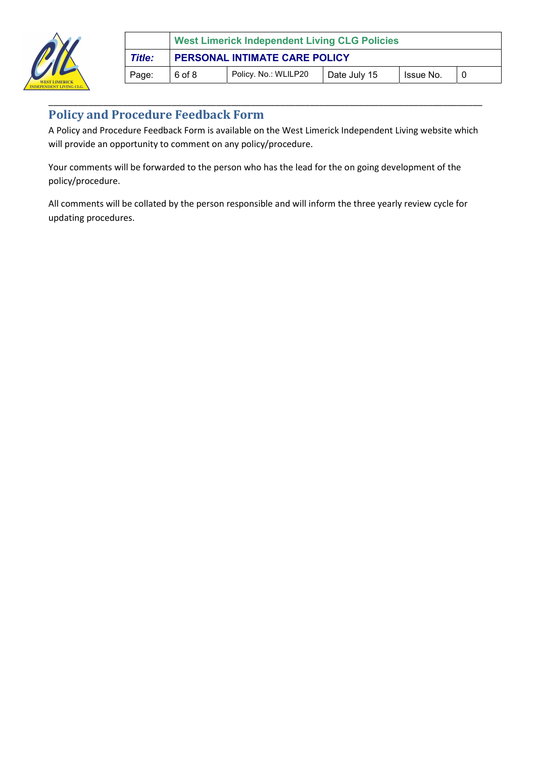## Policy and Procedure Feedback Form

A Policy and Procedure Feedback Form is available on the West Limerick Independent Living website which will provide an opportunity to comment on any policy/procedure.

Your comments will be forwarded to the person who has the lead for the on going development of the policy/procedure.

All comments will be collated by the person responsible and will inform the three yearly review cycle for updating procedures.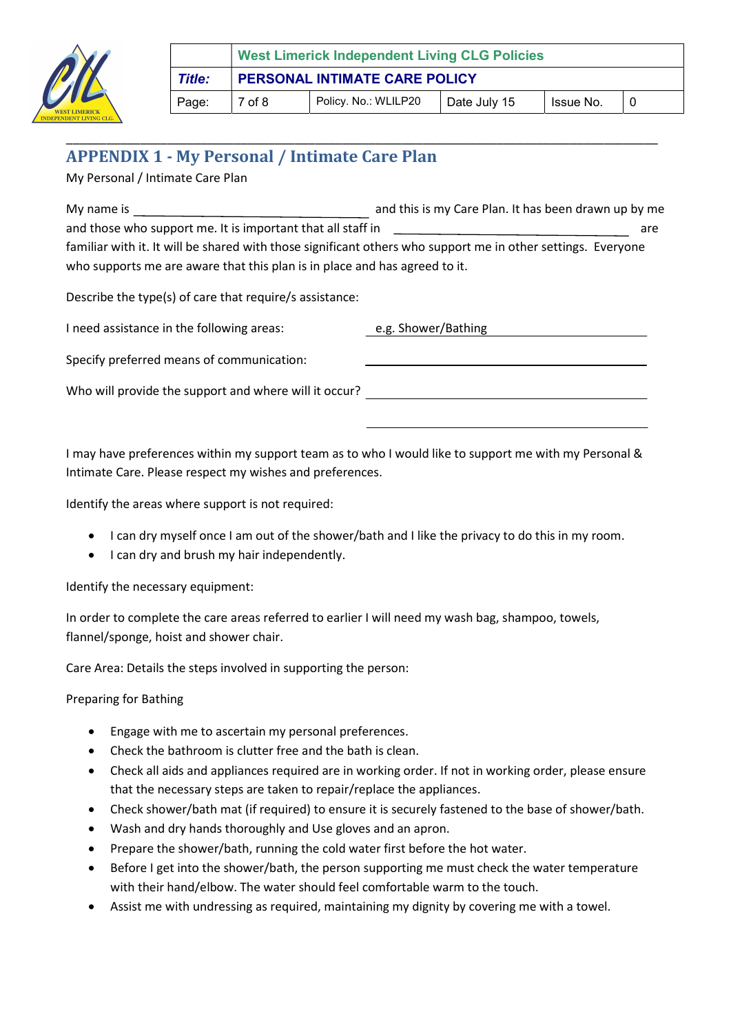## APPENDIX 1 - My Personal / Intimate Care Plan

My Personal / Intimate Care Plan

My name is ______________________________ and this is my Care Plan. It has been drawn up by me and those who support me. It is important that all staff in ______________________________ are familiar with it. It will be shared with those significant others who support me in other settings. Everyone who supports me are aware that this plan is in place and has agreed to it.

Describe the type(s) of care that require/s assistance:

I need assistance in the following areas: e.g. Shower/Bathing

Specify preferred means of communication: ______________________________

Who will provide the support and where will it occur? ______________________________

______________________________

I may have preferences within my support team as to who I would like to support me with my Personal & Intimate Care. Please respect my wishes and preferences.

Identify the areas where support is not required:

- I can dry myself once I am out of the shower/bath and I like the privacy to do this in my room.
- I can dry and brush my hair independently.

Identify the necessary equipment:

In order to complete the care areas referred to earlier I will need my wash bag, shampoo, towels, flannel/sponge, hoist and shower chair.

Care Area: Details the steps involved in supporting the person:

Preparing for Bathing

- Engage with me to ascertain my personal preferences.
- Check the bathroom is clutter free and the bath is clean.
- Check all aids and appliances required are in working order. If not in working order, please ensure that the necessary steps are taken to repair/replace the appliances.
- Check shower/bath mat (if required) to ensure it is securely fastened to the base of shower/bath.
- Wash and dry hands thoroughly and Use gloves and an apron.
- Prepare the shower/bath, running the cold water first before the hot water.
- Before I get into the shower/bath, the person supporting me must check the water temperature with their hand/elbow. The water should feel comfortable warm to the touch.
- Assist me with undressing as required, maintaining my dignity by covering me with a towel.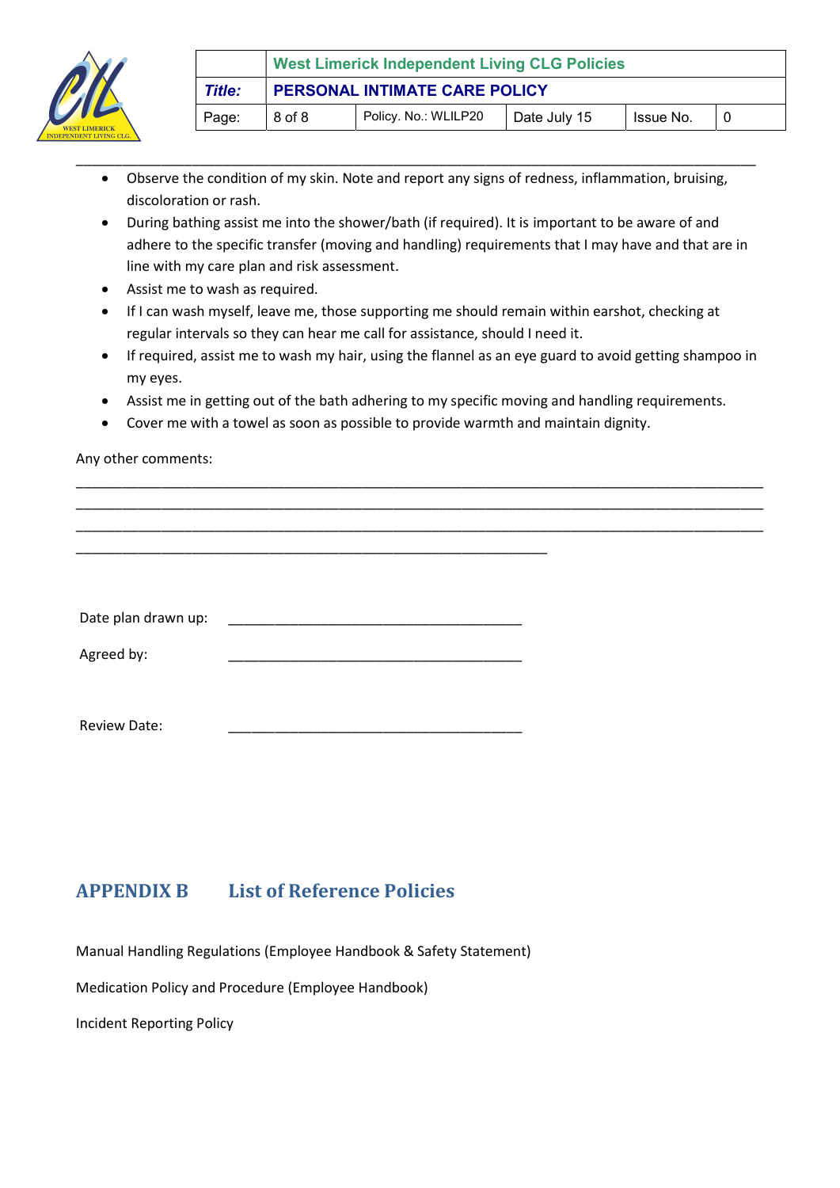- Observe the condition of my skin. Note and report any signs of redness, inflammation, bruising, discoloration or rash.
- During bathing assist me into the shower/bath (if required). It is important to be aware of and adhere to the specific transfer (moving and handling) requirements that I may have and that are in line with my care plan and risk assessment.
- Assist me to wash as required.
- If I can wash myself, leave me, those supporting me should remain within earshot, checking at regular intervals so they can hear me call for assistance, should I need it.
- If required, assist me to wash my hair, using the flannel as an eye guard to avoid getting shampoo in my eyes.
- Assist me in getting out of the bath adhering to my specific moving and handling requirements.
- Cover me with a towel as soon as possible to provide warmth and maintain dignity.

Any other comments:

______________________________________________________________________________
______________________________________________________________________________
______________________________________________________________________________
_____________________________________________________

Date plan drawn up: ____________________________________

Agreed by: ____________________________________

Review Date: ____________________________________

## APPENDIX B List of Reference Policies

Manual Handling Regulations (Employee Handbook & Safety Statement)

Medication Policy and Procedure (Employee Handbook)

Incident Reporting Policy